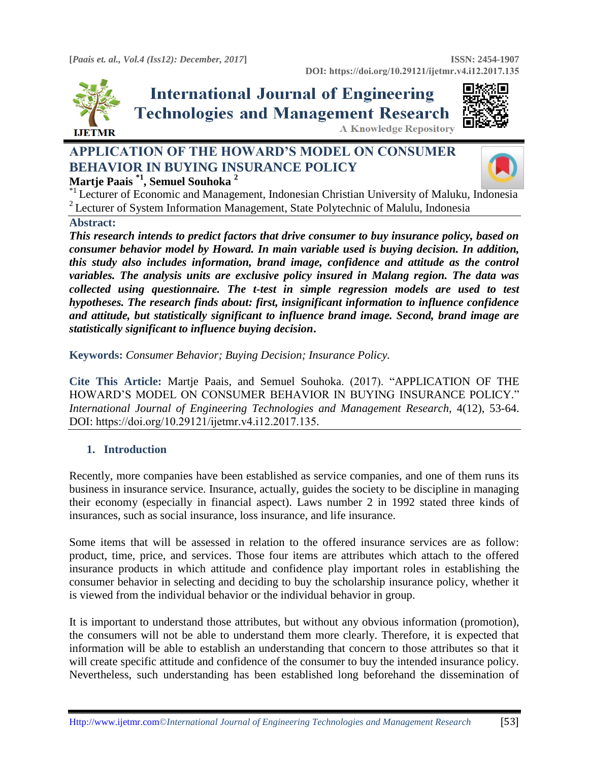# APPLICATION OF THE HOWARD'S MODEL ON CONSUMER BEHAVIOR IN BUYING INSURANCE POLICY

**Martje Paais [*1], Semuel Souhoka [2]**

[*1] Lecturer of Economic and Management, Indonesian Christian University of Maluku, Indonesia
[2] Lecturer of System Information Management, State Polytechnic of Malulu, Indonesia

**Abstract:**

***This research intends to predict factors that drive consumer to buy insurance policy, based on consumer behavior model by Howard. In main variable used is buying decision. In addition, this study also includes information, brand image, confidence and attitude as the control variables. The analysis units are exclusive policy insured in Malang region. The data was collected using questionnaire. The t-test in simple regression models are used to test hypotheses. The research finds about: first, insignificant information to influence confidence and attitude, but statistically significant to influence brand image. Second, brand image are statistically significant to influence buying decision.***

**Keywords:** *Consumer Behavior; Buying Decision; Insurance Policy.*

**Cite This Article:** Martje Paais, and Semuel Souhoka. (2017). "APPLICATION OF THE HOWARD'S MODEL ON CONSUMER BEHAVIOR IN BUYING INSURANCE POLICY." *International Journal of Engineering Technologies and Management Research,* 4(12), 53-64. DOI: https://doi.org/10.29121/ijetmr.v4.i12.2017.135.

## 1. Introduction

Recently, more companies have been established as service companies, and one of them runs its business in insurance service. Insurance, actually, guides the society to be discipline in managing their economy (especially in financial aspect). Laws number 2 in 1992 stated three kinds of insurances, such as social insurance, loss insurance, and life insurance.

Some items that will be assessed in relation to the offered insurance services are as follow: product, time, price, and services. Those four items are attributes which attach to the offered insurance products in which attitude and confidence play important roles in establishing the consumer behavior in selecting and deciding to buy the scholarship insurance policy, whether it is viewed from the individual behavior or the individual behavior in group.

It is important to understand those attributes, but without any obvious information (promotion), the consumers will not be able to understand them more clearly. Therefore, it is expected that information will be able to establish an understanding that concern to those attributes so that it will create specific attitude and confidence of the consumer to buy the intended insurance policy. Nevertheless, such understanding has been established long beforehand the dissemination of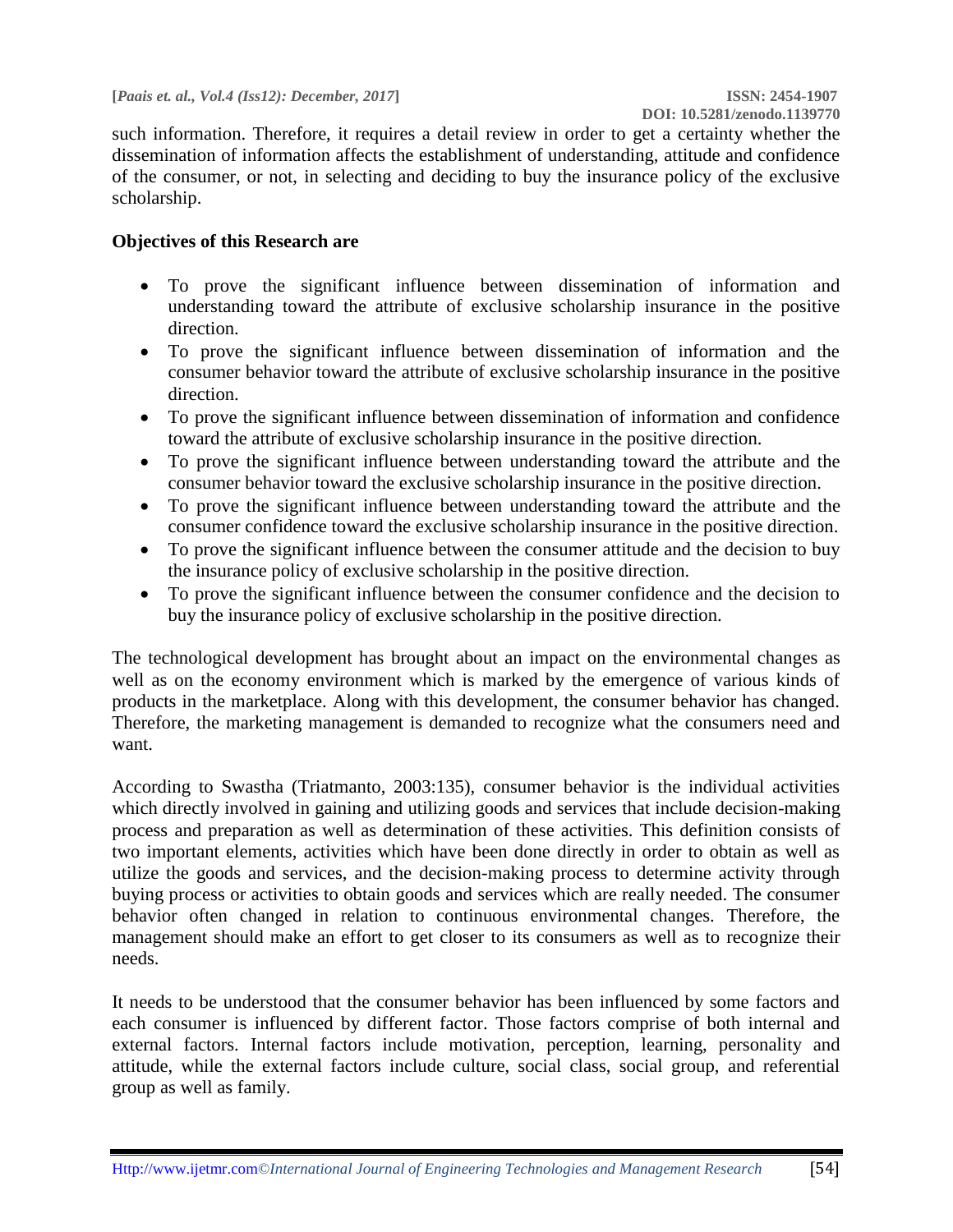such information. Therefore, it requires a detail review in order to get a certainty whether the dissemination of information affects the establishment of understanding, attitude and confidence of the consumer, or not, in selecting and deciding to buy the insurance policy of the exclusive scholarship.

**Objectives of this Research are**

- To prove the significant influence between dissemination of information and understanding toward the attribute of exclusive scholarship insurance in the positive direction.
- To prove the significant influence between dissemination of information and the consumer behavior toward the attribute of exclusive scholarship insurance in the positive direction.
- To prove the significant influence between dissemination of information and confidence toward the attribute of exclusive scholarship insurance in the positive direction.
- To prove the significant influence between understanding toward the attribute and the consumer behavior toward the exclusive scholarship insurance in the positive direction.
- To prove the significant influence between understanding toward the attribute and the consumer confidence toward the exclusive scholarship insurance in the positive direction.
- To prove the significant influence between the consumer attitude and the decision to buy the insurance policy of exclusive scholarship in the positive direction.
- To prove the significant influence between the consumer confidence and the decision to buy the insurance policy of exclusive scholarship in the positive direction.

The technological development has brought about an impact on the environmental changes as well as on the economy environment which is marked by the emergence of various kinds of products in the marketplace. Along with this development, the consumer behavior has changed. Therefore, the marketing management is demanded to recognize what the consumers need and want.

According to Swastha (Triatmanto, 2003:135), consumer behavior is the individual activities which directly involved in gaining and utilizing goods and services that include decision-making process and preparation as well as determination of these activities. This definition consists of two important elements, activities which have been done directly in order to obtain as well as utilize the goods and services, and the decision-making process to determine activity through buying process or activities to obtain goods and services which are really needed. The consumer behavior often changed in relation to continuous environmental changes. Therefore, the management should make an effort to get closer to its consumers as well as to recognize their needs.

It needs to be understood that the consumer behavior has been influenced by some factors and each consumer is influenced by different factor. Those factors comprise of both internal and external factors. Internal factors include motivation, perception, learning, personality and attitude, while the external factors include culture, social class, social group, and referential group as well as family.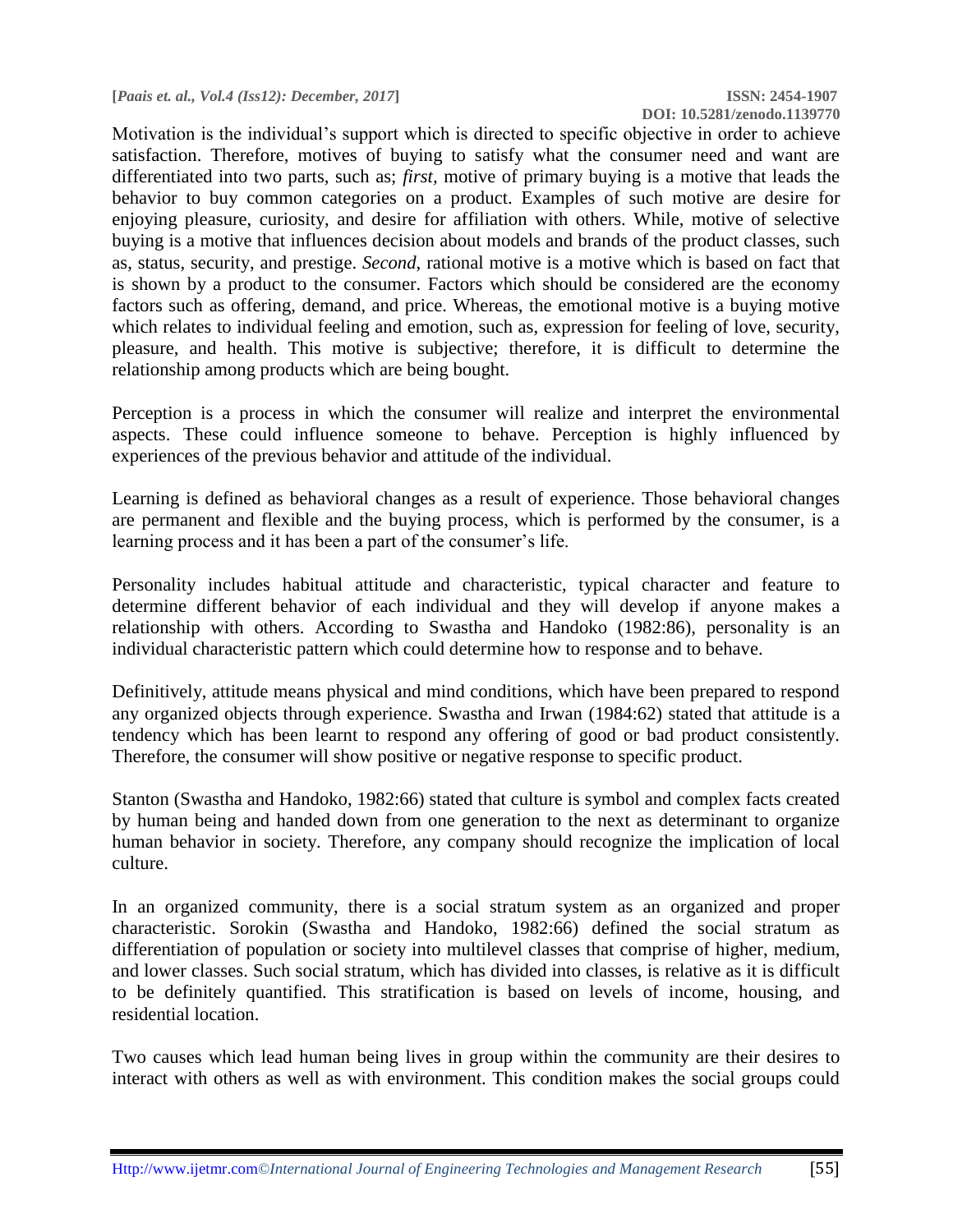Motivation is the individual's support which is directed to specific objective in order to achieve satisfaction. Therefore, motives of buying to satisfy what the consumer need and want are differentiated into two parts, such as; *first*, motive of primary buying is a motive that leads the behavior to buy common categories on a product. Examples of such motive are desire for enjoying pleasure, curiosity, and desire for affiliation with others. While, motive of selective buying is a motive that influences decision about models and brands of the product classes, such as, status, security, and prestige. *Second*, rational motive is a motive which is based on fact that is shown by a product to the consumer. Factors which should be considered are the economy factors such as offering, demand, and price. Whereas, the emotional motive is a buying motive which relates to individual feeling and emotion, such as, expression for feeling of love, security, pleasure, and health. This motive is subjective; therefore, it is difficult to determine the relationship among products which are being bought.

Perception is a process in which the consumer will realize and interpret the environmental aspects. These could influence someone to behave. Perception is highly influenced by experiences of the previous behavior and attitude of the individual.

Learning is defined as behavioral changes as a result of experience. Those behavioral changes are permanent and flexible and the buying process, which is performed by the consumer, is a learning process and it has been a part of the consumer's life.

Personality includes habitual attitude and characteristic, typical character and feature to determine different behavior of each individual and they will develop if anyone makes a relationship with others. According to Swastha and Handoko (1982:86), personality is an individual characteristic pattern which could determine how to response and to behave.

Definitively, attitude means physical and mind conditions, which have been prepared to respond any organized objects through experience. Swastha and Irwan (1984:62) stated that attitude is a tendency which has been learnt to respond any offering of good or bad product consistently. Therefore, the consumer will show positive or negative response to specific product.

Stanton (Swastha and Handoko, 1982:66) stated that culture is symbol and complex facts created by human being and handed down from one generation to the next as determinant to organize human behavior in society. Therefore, any company should recognize the implication of local culture.

In an organized community, there is a social stratum system as an organized and proper characteristic. Sorokin (Swastha and Handoko, 1982:66) defined the social stratum as differentiation of population or society into multilevel classes that comprise of higher, medium, and lower classes. Such social stratum, which has divided into classes, is relative as it is difficult to be definitely quantified. This stratification is based on levels of income, housing, and residential location.

Two causes which lead human being lives in group within the community are their desires to interact with others as well as with environment. This condition makes the social groups could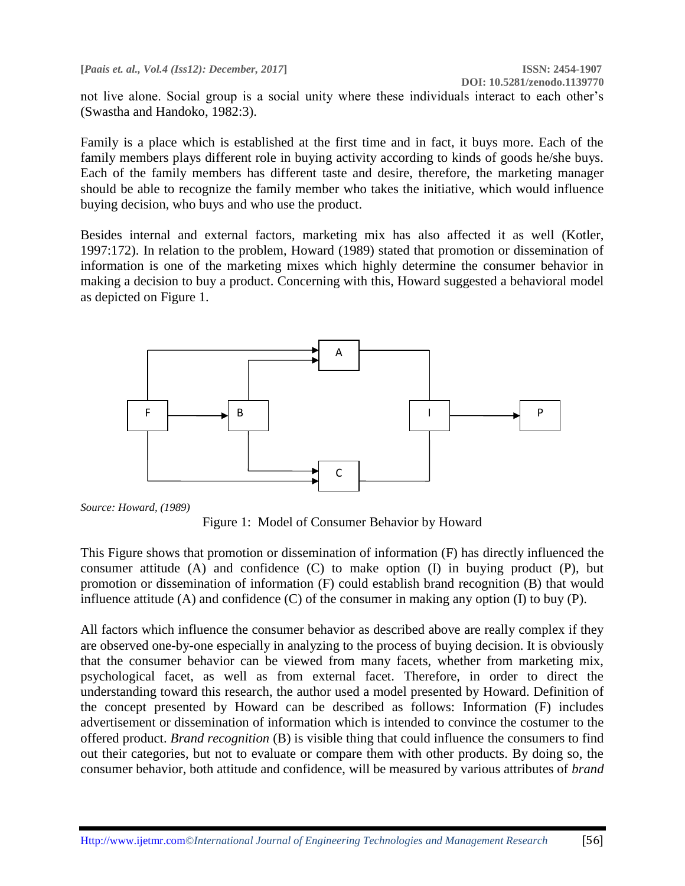not live alone. Social group is a social unity where these individuals interact to each other's (Swastha and Handoko, 1982:3).

Family is a place which is established at the first time and in fact, it buys more. Each of the family members plays different role in buying activity according to kinds of goods he/she buys. Each of the family members has different taste and desire, therefore, the marketing manager should be able to recognize the family member who takes the initiative, which would influence buying decision, who buys and who use the product.

Besides internal and external factors, marketing mix has also affected it as well (Kotler, 1997:172). In relation to the problem, Howard (1989) stated that promotion or dissemination of information is one of the marketing mixes which highly determine the consumer behavior in making a decision to buy a product. Concerning with this, Howard suggested a behavioral model as depicted on Figure 1.

*Source: Howard, (1989)*

Figure 1: Model of Consumer Behavior by Howard

This Figure shows that promotion or dissemination of information (F) has directly influenced the consumer attitude (A) and confidence (C) to make option (I) in buying product (P), but promotion or dissemination of information (F) could establish brand recognition (B) that would influence attitude (A) and confidence (C) of the consumer in making any option (I) to buy (P).

All factors which influence the consumer behavior as described above are really complex if they are observed one-by-one especially in analyzing to the process of buying decision. It is obviously that the consumer behavior can be viewed from many facets, whether from marketing mix, psychological facet, as well as from external facet. Therefore, in order to direct the understanding toward this research, the author used a model presented by Howard. Definition of the concept presented by Howard can be described as follows: Information (F) includes advertisement or dissemination of information which is intended to convince the costumer to the offered product. *Brand recognition* (B) is visible thing that could influence the consumers to find out their categories, but not to evaluate or compare them with other products. By doing so, the consumer behavior, both attitude and confidence, will be measured by various attributes of *brand*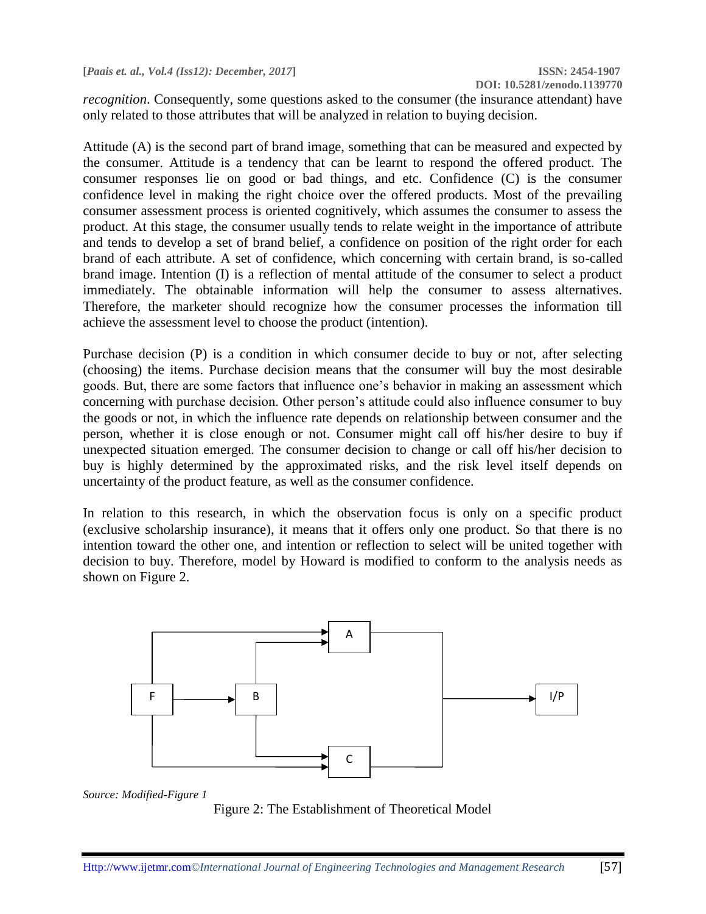*recognition*. Consequently, some questions asked to the consumer (the insurance attendant) have only related to those attributes that will be analyzed in relation to buying decision.

Attitude (A) is the second part of brand image, something that can be measured and expected by the consumer. Attitude is a tendency that can be learnt to respond the offered product. The consumer responses lie on good or bad things, and etc. Confidence (C) is the consumer confidence level in making the right choice over the offered products. Most of the prevailing consumer assessment process is oriented cognitively, which assumes the consumer to assess the product. At this stage, the consumer usually tends to relate weight in the importance of attribute and tends to develop a set of brand belief, a confidence on position of the right order for each brand of each attribute. A set of confidence, which concerning with certain brand, is so-called brand image. Intention (I) is a reflection of mental attitude of the consumer to select a product immediately. The obtainable information will help the consumer to assess alternatives. Therefore, the marketer should recognize how the consumer processes the information till achieve the assessment level to choose the product (intention).

Purchase decision (P) is a condition in which consumer decide to buy or not, after selecting (choosing) the items. Purchase decision means that the consumer will buy the most desirable goods. But, there are some factors that influence one's behavior in making an assessment which concerning with purchase decision. Other person's attitude could also influence consumer to buy the goods or not, in which the influence rate depends on relationship between consumer and the person, whether it is close enough or not. Consumer might call off his/her desire to buy if unexpected situation emerged. The consumer decision to change or call off his/her decision to buy is highly determined by the approximated risks, and the risk level itself depends on uncertainty of the product feature, as well as the consumer confidence.

In relation to this research, in which the observation focus is only on a specific product (exclusive scholarship insurance), it means that it offers only one product. So that there is no intention toward the other one, and intention or reflection to select will be united together with decision to buy. Therefore, model by Howard is modified to conform to the analysis needs as shown on Figure 2.

*Source: Modified-Figure 1*

Figure 2: The Establishment of Theoretical Model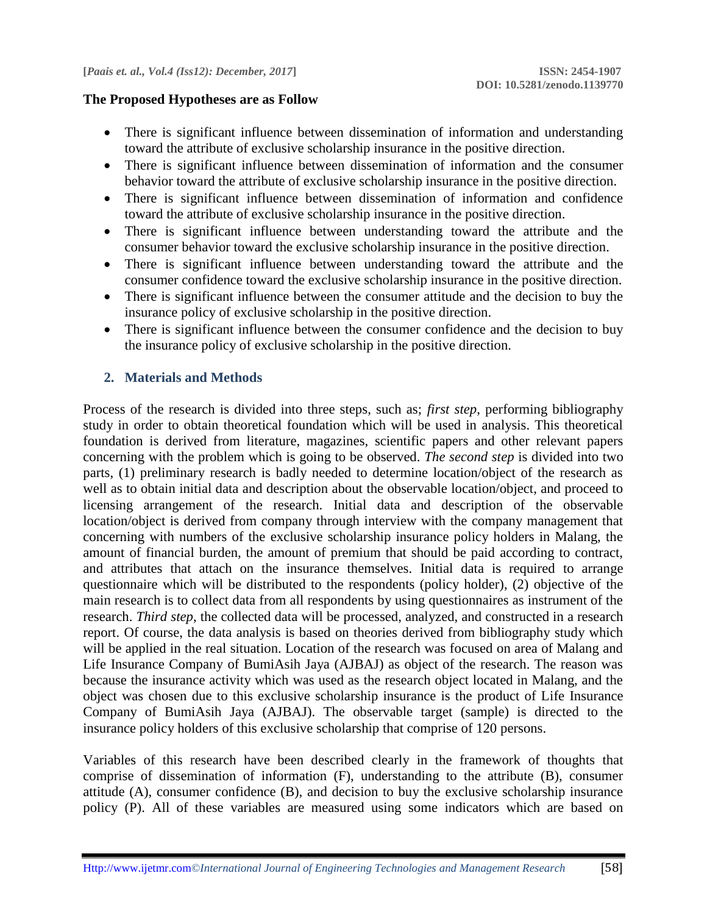**The Proposed Hypotheses are as Follow**

- There is significant influence between dissemination of information and understanding toward the attribute of exclusive scholarship insurance in the positive direction.
- There is significant influence between dissemination of information and the consumer behavior toward the attribute of exclusive scholarship insurance in the positive direction.
- There is significant influence between dissemination of information and confidence toward the attribute of exclusive scholarship insurance in the positive direction.
- There is significant influence between understanding toward the attribute and the consumer behavior toward the exclusive scholarship insurance in the positive direction.
- There is significant influence between understanding toward the attribute and the consumer confidence toward the exclusive scholarship insurance in the positive direction.
- There is significant influence between the consumer attitude and the decision to buy the insurance policy of exclusive scholarship in the positive direction.
- There is significant influence between the consumer confidence and the decision to buy the insurance policy of exclusive scholarship in the positive direction.

## 2. Materials and Methods

Process of the research is divided into three steps, such as; *first step*, performing bibliography study in order to obtain theoretical foundation which will be used in analysis. This theoretical foundation is derived from literature, magazines, scientific papers and other relevant papers concerning with the problem which is going to be observed. *The second step* is divided into two parts, (1) preliminary research is badly needed to determine location/object of the research as well as to obtain initial data and description about the observable location/object, and proceed to licensing arrangement of the research. Initial data and description of the observable location/object is derived from company through interview with the company management that concerning with numbers of the exclusive scholarship insurance policy holders in Malang, the amount of financial burden, the amount of premium that should be paid according to contract, and attributes that attach on the insurance themselves. Initial data is required to arrange questionnaire which will be distributed to the respondents (policy holder), (2) objective of the main research is to collect data from all respondents by using questionnaires as instrument of the research. *Third step*, the collected data will be processed, analyzed, and constructed in a research report. Of course, the data analysis is based on theories derived from bibliography study which will be applied in the real situation. Location of the research was focused on area of Malang and Life Insurance Company of BumiAsih Jaya (AJBAJ) as object of the research. The reason was because the insurance activity which was used as the research object located in Malang, and the object was chosen due to this exclusive scholarship insurance is the product of Life Insurance Company of BumiAsih Jaya (AJBAJ). The observable target (sample) is directed to the insurance policy holders of this exclusive scholarship that comprise of 120 persons.

Variables of this research have been described clearly in the framework of thoughts that comprise of dissemination of information (F), understanding to the attribute (B), consumer attitude (A), consumer confidence (B), and decision to buy the exclusive scholarship insurance policy (P). All of these variables are measured using some indicators which are based on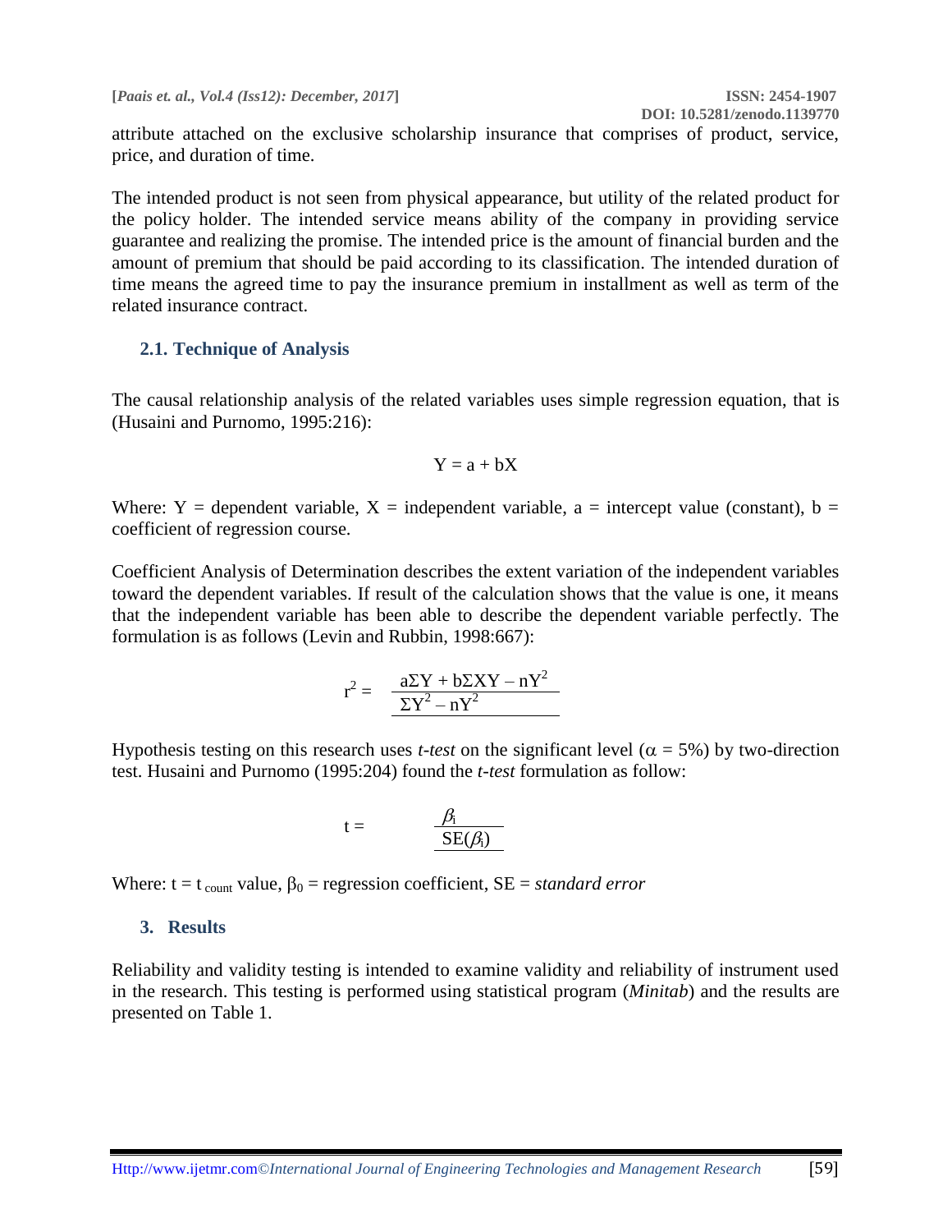attribute attached on the exclusive scholarship insurance that comprises of product, service, price, and duration of time.

The intended product is not seen from physical appearance, but utility of the related product for the policy holder. The intended service means ability of the company in providing service guarantee and realizing the promise. The intended price is the amount of financial burden and the amount of premium that should be paid according to its classification. The intended duration of time means the agreed time to pay the insurance premium in installment as well as term of the related insurance contract.

### 2.1. Technique of Analysis

The causal relationship analysis of the related variables uses simple regression equation, that is (Husaini and Purnomo, 1995:216):

$$Y = a + bX$$

Where: Y = dependent variable, X = independent variable, a = intercept value (constant), b = coefficient of regression course.

Coefficient Analysis of Determination describes the extent variation of the independent variables toward the dependent variables. If result of the calculation shows that the value is one, it means that the independent variable has been able to describe the dependent variable perfectly. The formulation is as follows (Levin and Rubbin, 1998:667):

$$r^2 = \frac{a\Sigma Y + b\Sigma XY - nY^2}{\Sigma Y^2 - nY^2}$$

Hypothesis testing on this research uses *t-test* on the significant level ($\alpha = 5\%$) by two-direction test. Husaini and Purnomo (1995:204) found the *t-test* formulation as follow:

$$t = \frac{\beta_i}{SE(\beta_i)}$$

Where: $t = t_{count}$ value, $\beta_0$ = regression coefficient, SE = *standard error*

## 3. Results

Reliability and validity testing is intended to examine validity and reliability of instrument used in the research. This testing is performed using statistical program (*Minitab*) and the results are presented on Table 1.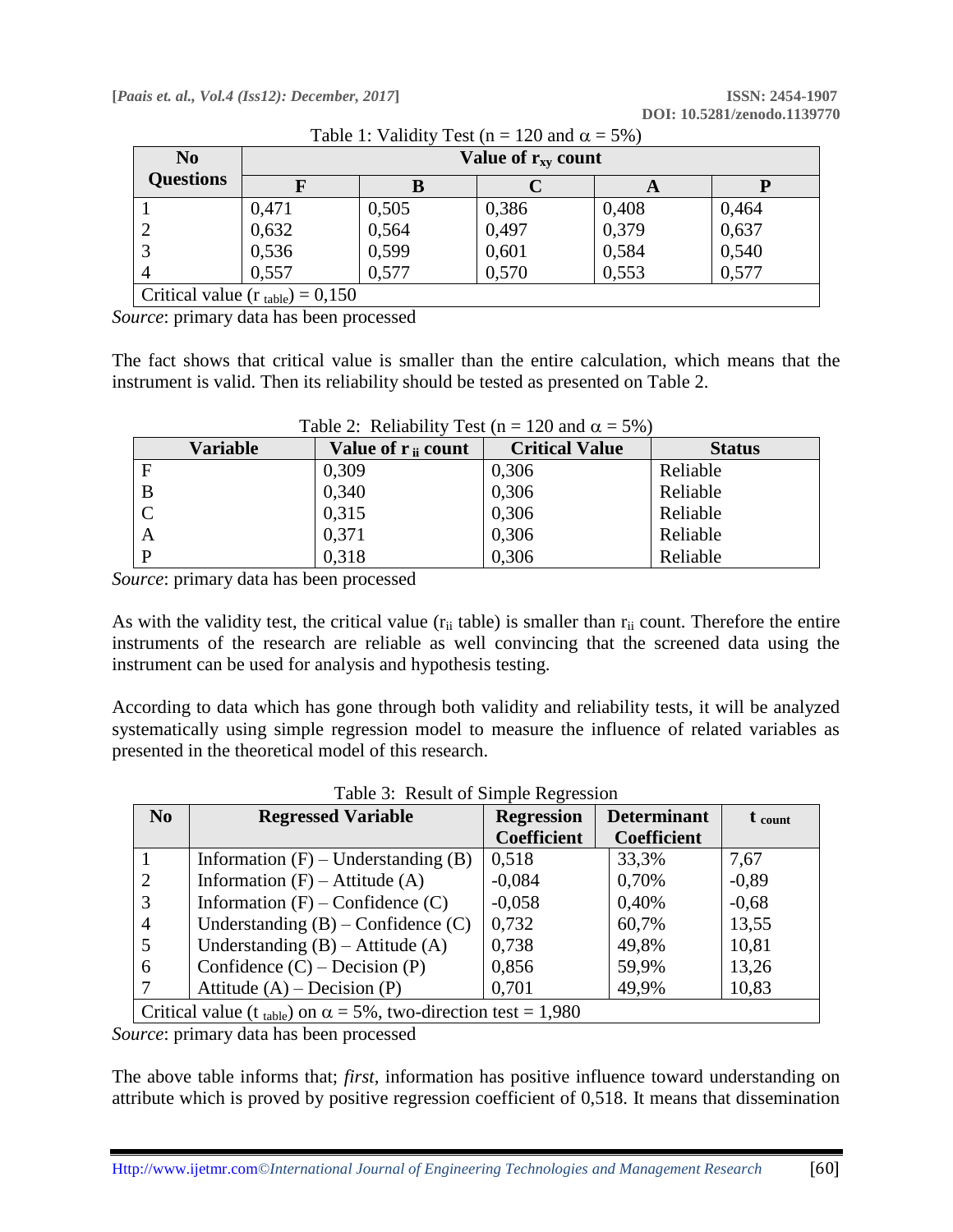Table 1: Validity Test (n = 120 and α = 5%)

| No Questions | Value of $r_{xy}$ count | | | | |
|---|---|---|---|---|---|
| | F | B | C | A | P |
| 1 | 0,471 | 0,505 | 0,386 | 0,408 | 0,464 |
| 2 | 0,632 | 0,564 | 0,497 | 0,379 | 0,637 |
| 3 | 0,536 | 0,599 | 0,601 | 0,584 | 0,540 |
| 4 | 0,557 | 0,577 | 0,570 | 0,553 | 0,577 |
| Critical value ($r_{table}$) = 0,150 | | | | | |

*Source*: primary data has been processed

The fact shows that critical value is smaller than the entire calculation, which means that the instrument is valid. Then its reliability should be tested as presented on Table 2.

Table 2: Reliability Test (n = 120 and α = 5%)

| Variable | Value of $r_{ii}$ count | Critical Value | Status |
|---|---|---|---|
| F | 0,309 | 0,306 | Reliable |
| B | 0,340 | 0,306 | Reliable |
| C | 0,315 | 0,306 | Reliable |
| A | 0,371 | 0,306 | Reliable |
| P | 0,318 | 0,306 | Reliable |

*Source*: primary data has been processed

As with the validity test, the critical value ($r_{ii}$ table) is smaller than $r_{ii}$ count. Therefore the entire instruments of the research are reliable as well convincing that the screened data using the instrument can be used for analysis and hypothesis testing.

According to data which has gone through both validity and reliability tests, it will be analyzed systematically using simple regression model to measure the influence of related variables as presented in the theoretical model of this research.

Table 3: Result of Simple Regression

| No | Regressed Variable | Regression Coefficient | Determinant Coefficient | $t_{count}$ |
|---|---|---|---|---|
| 1 | Information (F) – Understanding (B) | 0,518 | 33,3% | 7,67 |
| 2 | Information (F) – Attitude (A) | -0,084 | 0,70% | -0,89 |
| 3 | Information (F) – Confidence (C) | -0,058 | 0,40% | -0,68 |
| 4 | Understanding (B) – Confidence (C) | 0,732 | 60,7% | 13,55 |
| 5 | Understanding (B) – Attitude (A) | 0,738 | 49,8% | 10,81 |
| 6 | Confidence (C) – Decision (P) | 0,856 | 59,9% | 13,26 |
| 7 | Attitude (A) – Decision (P) | 0,701 | 49,9% | 10,83 |
| Critical value ($t_{table}$) on α = 5%, two-direction test = 1,980 | | | | |

*Source*: primary data has been processed

The above table informs that; *first*, information has positive influence toward understanding on attribute which is proved by positive regression coefficient of 0,518. It means that dissemination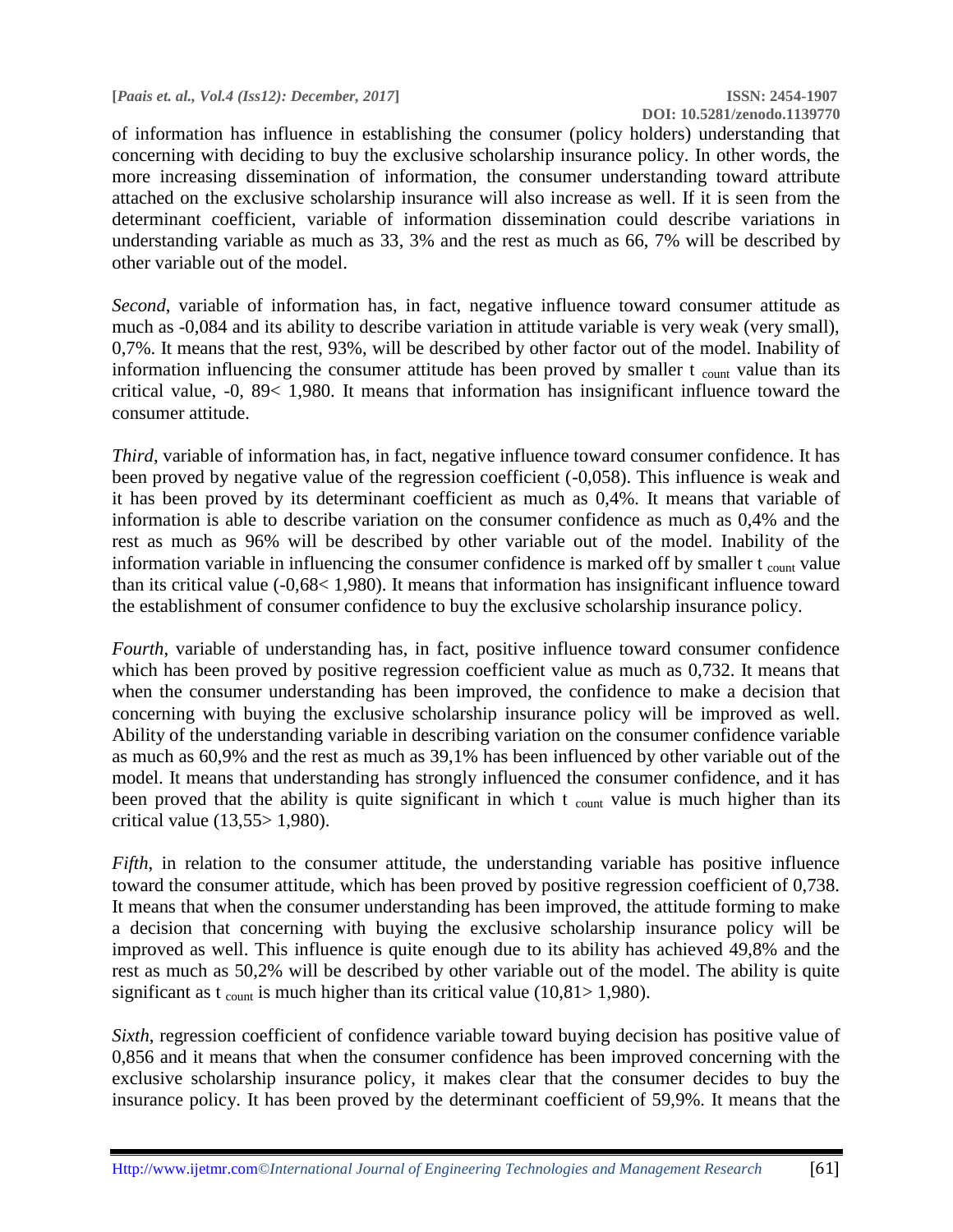of information has influence in establishing the consumer (policy holders) understanding that concerning with deciding to buy the exclusive scholarship insurance policy. In other words, the more increasing dissemination of information, the consumer understanding toward attribute attached on the exclusive scholarship insurance will also increase as well. If it is seen from the determinant coefficient, variable of information dissemination could describe variations in understanding variable as much as 33, 3% and the rest as much as 66, 7% will be described by other variable out of the model.

*Second*, variable of information has, in fact, negative influence toward consumer attitude as much as -0,084 and its ability to describe variation in attitude variable is very weak (very small), 0,7%. It means that the rest, 93%, will be described by other factor out of the model. Inability of information influencing the consumer attitude has been proved by smaller $t_{count}$ value than its critical value, -0, 89< 1,980. It means that information has insignificant influence toward the consumer attitude.

*Third*, variable of information has, in fact, negative influence toward consumer confidence. It has been proved by negative value of the regression coefficient (-0,058). This influence is weak and it has been proved by its determinant coefficient as much as 0,4%. It means that variable of information is able to describe variation on the consumer confidence as much as 0,4% and the rest as much as 96% will be described by other variable out of the model. Inability of the information variable in influencing the consumer confidence is marked off by smaller $t_{count}$ value than its critical value (-0,68< 1,980). It means that information has insignificant influence toward the establishment of consumer confidence to buy the exclusive scholarship insurance policy.

*Fourth*, variable of understanding has, in fact, positive influence toward consumer confidence which has been proved by positive regression coefficient value as much as 0,732. It means that when the consumer understanding has been improved, the confidence to make a decision that concerning with buying the exclusive scholarship insurance policy will be improved as well. Ability of the understanding variable in describing variation on the consumer confidence variable as much as 60,9% and the rest as much as 39,1% has been influenced by other variable out of the model. It means that understanding has strongly influenced the consumer confidence, and it has been proved that the ability is quite significant in which $t_{count}$ value is much higher than its critical value (13,55> 1,980).

*Fifth*, in relation to the consumer attitude, the understanding variable has positive influence toward the consumer attitude, which has been proved by positive regression coefficient of 0,738. It means that when the consumer understanding has been improved, the attitude forming to make a decision that concerning with buying the exclusive scholarship insurance policy will be improved as well. This influence is quite enough due to its ability has achieved 49,8% and the rest as much as 50,2% will be described by other variable out of the model. The ability is quite significant as $t_{count}$ is much higher than its critical value (10,81> 1,980).

*Sixth*, regression coefficient of confidence variable toward buying decision has positive value of 0,856 and it means that when the consumer confidence has been improved concerning with the exclusive scholarship insurance policy, it makes clear that the consumer decides to buy the insurance policy. It has been proved by the determinant coefficient of 59,9%. It means that the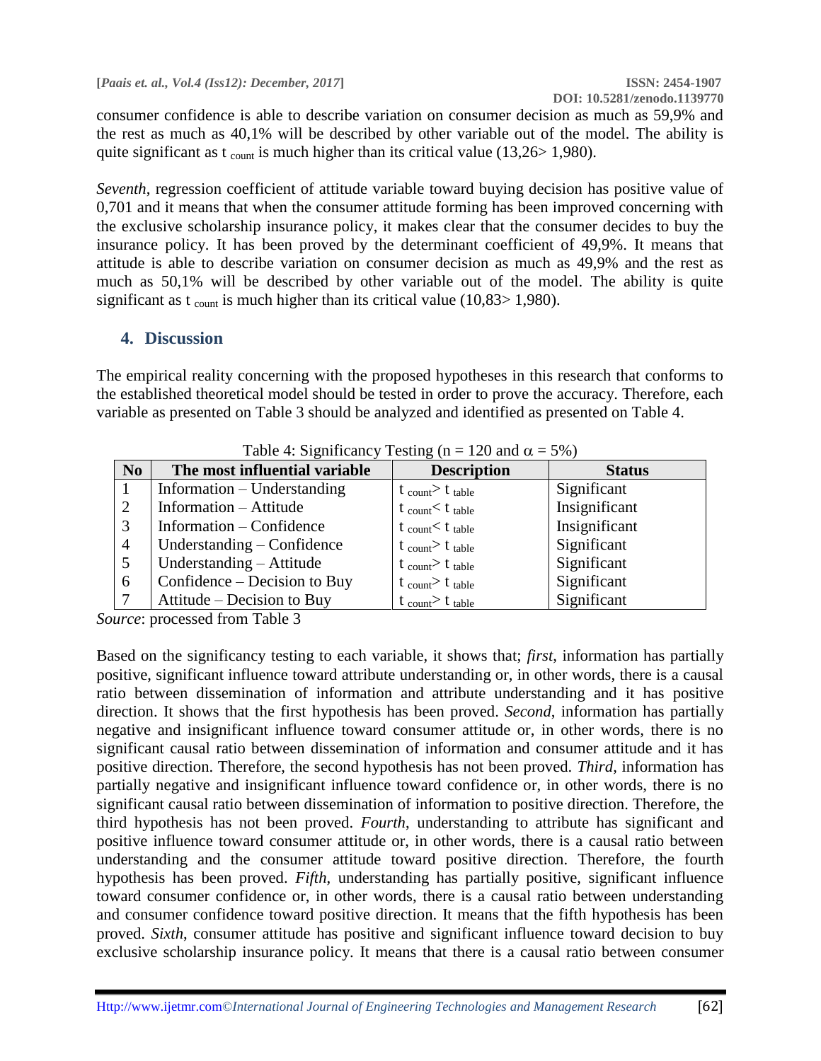consumer confidence is able to describe variation on consumer decision as much as 59,9% and the rest as much as 40,1% will be described by other variable out of the model. The ability is quite significant as $t_{count}$ is much higher than its critical value (13,26> 1,980).

*Seventh*, regression coefficient of attitude variable toward buying decision has positive value of 0,701 and it means that when the consumer attitude forming has been improved concerning with the exclusive scholarship insurance policy, it makes clear that the consumer decides to buy the insurance policy. It has been proved by the determinant coefficient of 49,9%. It means that attitude is able to describe variation on consumer decision as much as 49,9% and the rest as much as 50,1% will be described by other variable out of the model. The ability is quite significant as $t_{count}$ is much higher than its critical value (10,83> 1,980).

## 4. Discussion

The empirical reality concerning with the proposed hypotheses in this research that conforms to the established theoretical model should be tested in order to prove the accuracy. Therefore, each variable as presented on Table 3 should be analyzed and identified as presented on Table 4.

Table 4: Significancy Testing (n = 120 and $\alpha = 5\%$)

| No | The most influential variable | Description | Status |
|---|---|---|---|
| 1 | Information – Understanding | $t_{count} > t_{table}$ | Significant |
| 2 | Information – Attitude | $t_{count} < t_{table}$ | Insignificant |
| 3 | Information – Confidence | $t_{count} < t_{table}$ | Insignificant |
| 4 | Understanding – Confidence | $t_{count} > t_{table}$ | Significant |
| 5 | Understanding – Attitude | $t_{count} > t_{table}$ | Significant |
| 6 | Confidence – Decision to Buy | $t_{count} > t_{table}$ | Significant |
| 7 | Attitude – Decision to Buy | $t_{count} > t_{table}$ | Significant |

*Source*: processed from Table 3

Based on the significancy testing to each variable, it shows that; *first*, information has partially positive, significant influence toward attribute understanding or, in other words, there is a causal ratio between dissemination of information and attribute understanding and it has positive direction. It shows that the first hypothesis has been proved. *Second*, information has partially negative and insignificant influence toward consumer attitude or, in other words, there is no significant causal ratio between dissemination of information and consumer attitude and it has positive direction. Therefore, the second hypothesis has not been proved. *Third*, information has partially negative and insignificant influence toward confidence or, in other words, there is no significant causal ratio between dissemination of information to positive direction. Therefore, the third hypothesis has not been proved. *Fourth*, understanding to attribute has significant and positive influence toward consumer attitude or, in other words, there is a causal ratio between understanding and the consumer attitude toward positive direction. Therefore, the fourth hypothesis has been proved. *Fifth*, understanding has partially positive, significant influence toward consumer confidence or, in other words, there is a causal ratio between understanding and consumer confidence toward positive direction. It means that the fifth hypothesis has been proved. *Sixth*, consumer attitude has positive and significant influence toward decision to buy exclusive scholarship insurance policy. It means that there is a causal ratio between consumer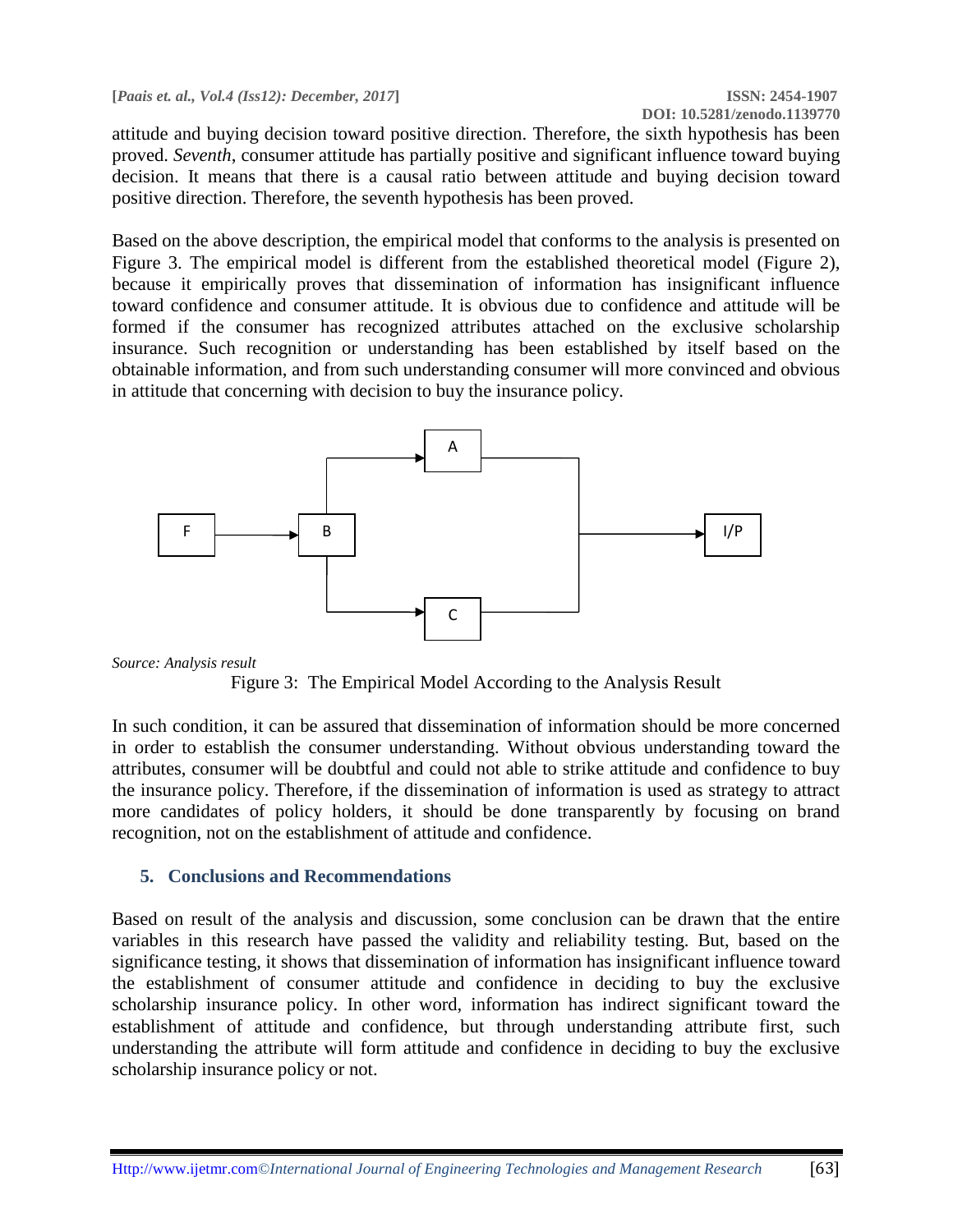attitude and buying decision toward positive direction. Therefore, the sixth hypothesis has been proved. *Seventh*, consumer attitude has partially positive and significant influence toward buying decision. It means that there is a causal ratio between attitude and buying decision toward positive direction. Therefore, the seventh hypothesis has been proved.

Based on the above description, the empirical model that conforms to the analysis is presented on Figure 3. The empirical model is different from the established theoretical model (Figure 2), because it empirically proves that dissemination of information has insignificant influence toward confidence and consumer attitude. It is obvious due to confidence and attitude will be formed if the consumer has recognized attributes attached on the exclusive scholarship insurance. Such recognition or understanding has been established by itself based on the obtainable information, and from such understanding consumer will more convinced and obvious in attitude that concerning with decision to buy the insurance policy.

F → B; B → A; B → C; A → I/P; C → I/P

*Source: Analysis result*

Figure 3: The Empirical Model According to the Analysis Result

In such condition, it can be assured that dissemination of information should be more concerned in order to establish the consumer understanding. Without obvious understanding toward the attributes, consumer will be doubtful and could not able to strike attitude and confidence to buy the insurance policy. Therefore, if the dissemination of information is used as strategy to attract more candidates of policy holders, it should be done transparently by focusing on brand recognition, not on the establishment of attitude and confidence.

## 5. Conclusions and Recommendations

Based on result of the analysis and discussion, some conclusion can be drawn that the entire variables in this research have passed the validity and reliability testing. But, based on the significance testing, it shows that dissemination of information has insignificant influence toward the establishment of consumer attitude and confidence in deciding to buy the exclusive scholarship insurance policy. In other word, information has indirect significant toward the establishment of attitude and confidence, but through understanding attribute first, such understanding the attribute will form attitude and confidence in deciding to buy the exclusive scholarship insurance policy or not.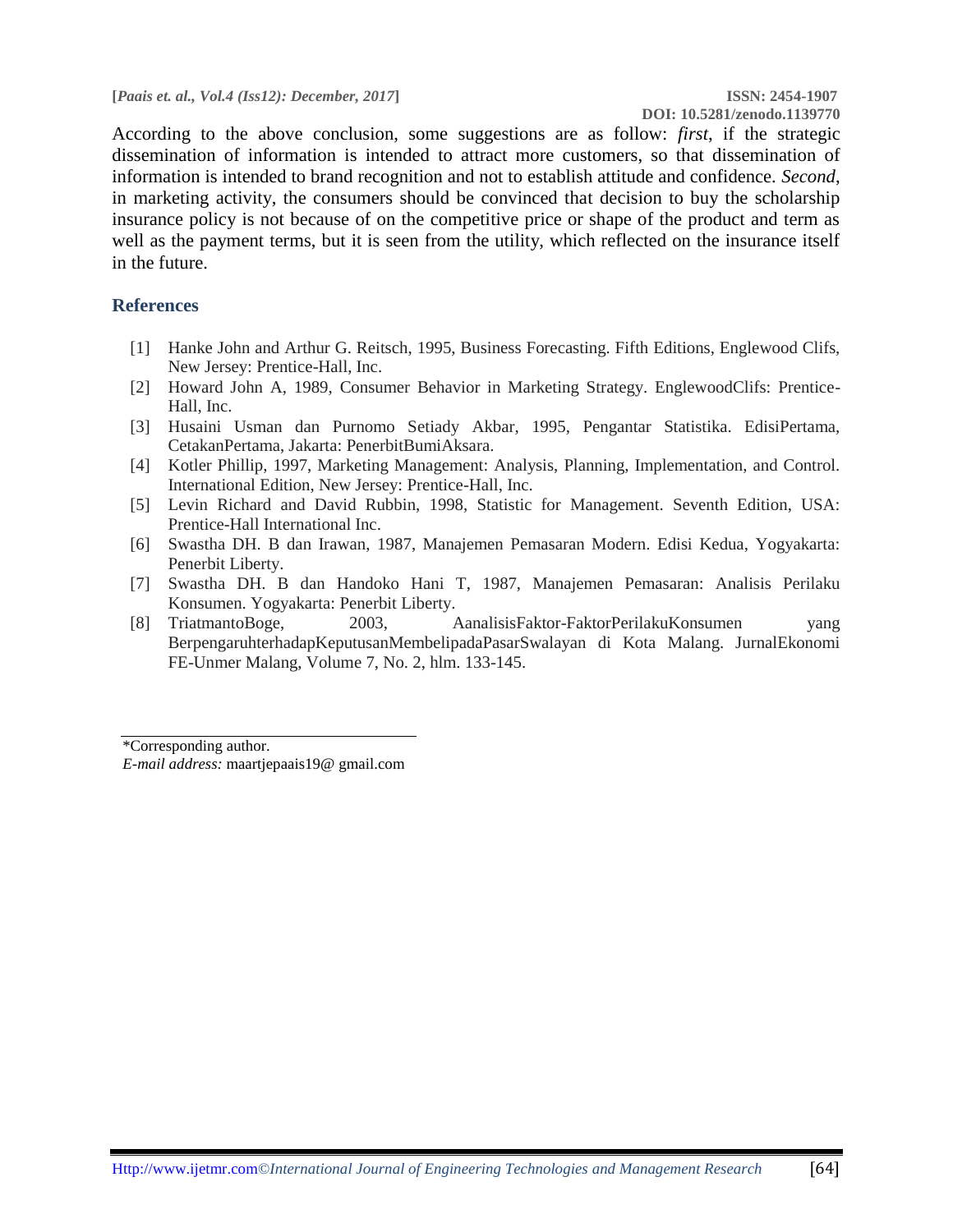According to the above conclusion, some suggestions are as follow: *first*, if the strategic dissemination of information is intended to attract more customers, so that dissemination of information is intended to brand recognition and not to establish attitude and confidence. *Second*, in marketing activity, the consumers should be convinced that decision to buy the scholarship insurance policy is not because of on the competitive price or shape of the product and term as well as the payment terms, but it is seen from the utility, which reflected on the insurance itself in the future.

## References

[1] Hanke John and Arthur G. Reitsch, 1995, Business Forecasting. Fifth Editions, Englewood Clifs, New Jersey: Prentice-Hall, Inc.

[2] Howard John A, 1989, Consumer Behavior in Marketing Strategy. EnglewoodClifs: Prentice-Hall, Inc.

[3] Husaini Usman dan Purnomo Setiady Akbar, 1995, Pengantar Statistika. EdisiPertama, CetakanPertama, Jakarta: PenerbitBumiAksara.

[4] Kotler Phillip, 1997, Marketing Management: Analysis, Planning, Implementation, and Control. International Edition, New Jersey: Prentice-Hall, Inc.

[5] Levin Richard and David Rubbin, 1998, Statistic for Management. Seventh Edition, USA: Prentice-Hall International Inc.

[6] Swastha DH. B dan Irawan, 1987, Manajemen Pemasaran Modern. Edisi Kedua, Yogyakarta: Penerbit Liberty.

[7] Swastha DH. B dan Handoko Hani T, 1987, Manajemen Pemasaran: Analisis Perilaku Konsumen. Yogyakarta: Penerbit Liberty.

[8] TriatmantoBoge, 2003, AanalisisFaktor-FaktorPerilakuKonsumen yang BerpengaruhterhadapKeputusanMembelipadaPasarSwalayan di Kota Malang. JurnalEkonomi FE-Unmer Malang, Volume 7, No. 2, hlm. 133-145.

*Corresponding author.
*E-mail address:* maartjepaais19@ gmail.com